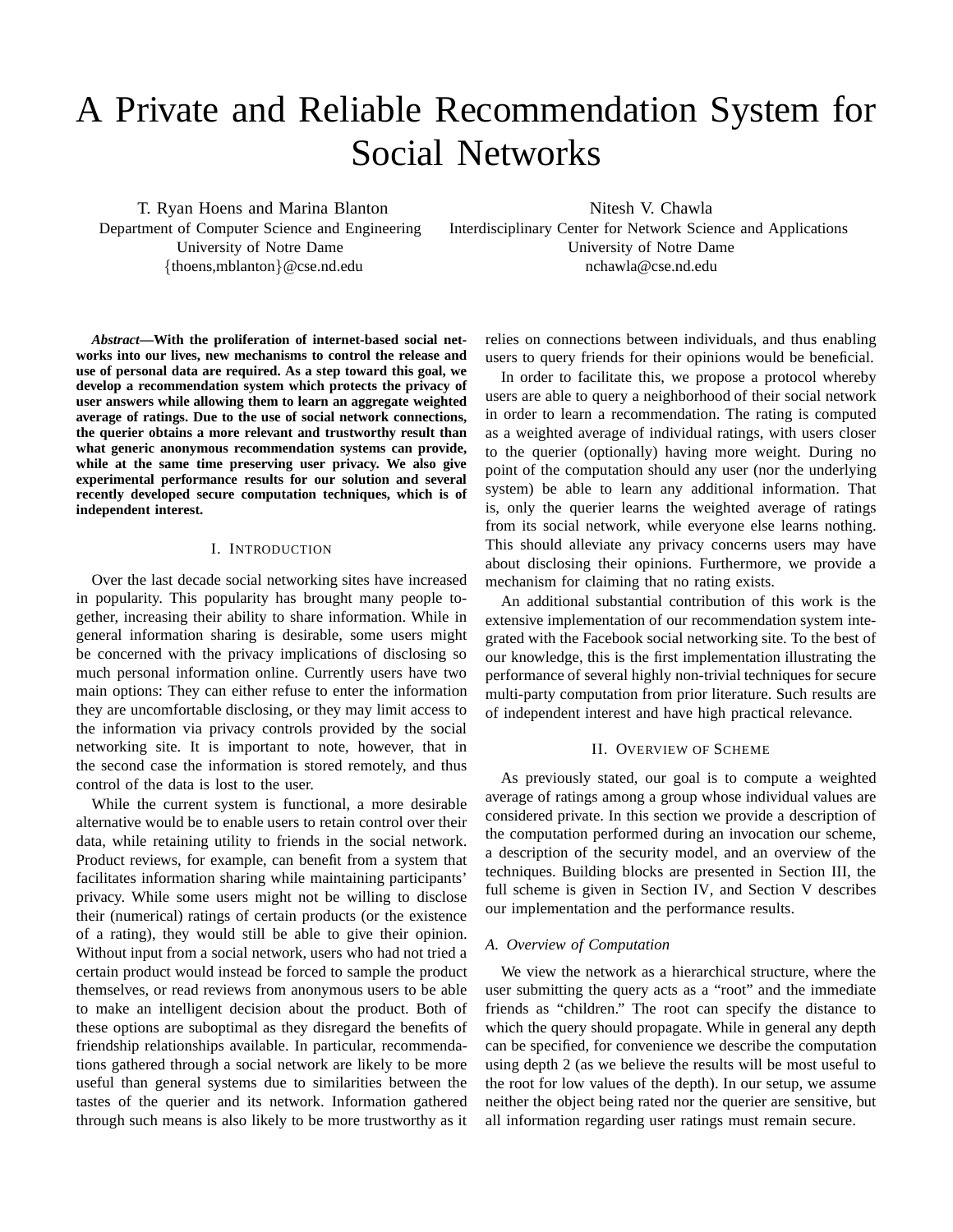# A Private and Reliable Recommendation System for Social Networks

T. Ryan Hoens and Marina Blanton
Department of Computer Science and Engineering
University of Notre Dame
{thoens,mblanton}@cse.nd.edu

Nitesh V. Chawla
Interdisciplinary Center for Network Science and Applications
University of Notre Dame
nchawla@cse.nd.edu

***Abstract*—With the proliferation of internet-based social networks into our lives, new mechanisms to control the release and use of personal data are required. As a step toward this goal, we develop a recommendation system which protects the privacy of user answers while allowing them to learn an aggregate weighted average of ratings. Due to the use of social network connections, the querier obtains a more relevant and trustworthy result than what generic anonymous recommendation systems can provide, while at the same time preserving user privacy. We also give experimental performance results for our solution and several recently developed secure computation techniques, which is of independent interest.**

## I. Introduction

Over the last decade social networking sites have increased in popularity. This popularity has brought many people together, increasing their ability to share information. While in general information sharing is desirable, some users might be concerned with the privacy implications of disclosing so much personal information online. Currently users have two main options: They can either refuse to enter the information they are uncomfortable disclosing, or they may limit access to the information via privacy controls provided by the social networking site. It is important to note, however, that in the second case the information is stored remotely, and thus control of the data is lost to the user.

While the current system is functional, a more desirable alternative would be to enable users to retain control over their data, while retaining utility to friends in the social network. Product reviews, for example, can benefit from a system that facilitates information sharing while maintaining participants' privacy. While some users might not be willing to disclose their (numerical) ratings of certain products (or the existence of a rating), they would still be able to give their opinion. Without input from a social network, users who had not tried a certain product would instead be forced to sample the product themselves, or read reviews from anonymous users to be able to make an intelligent decision about the product. Both of these options are suboptimal as they disregard the benefits of friendship relationships available. In particular, recommendations gathered through a social network are likely to be more useful than general systems due to similarities between the tastes of the querier and its network. Information gathered through such means is also likely to be more trustworthy as it relies on connections between individuals, and thus enabling users to query friends for their opinions would be beneficial.

In order to facilitate this, we propose a protocol whereby users are able to query a neighborhood of their social network in order to learn a recommendation. The rating is computed as a weighted average of individual ratings, with users closer to the querier (optionally) having more weight. During no point of the computation should any user (nor the underlying system) be able to learn any additional information. That is, only the querier learns the weighted average of ratings from its social network, while everyone else learns nothing. This should alleviate any privacy concerns users may have about disclosing their opinions. Furthermore, we provide a mechanism for claiming that no rating exists.

An additional substantial contribution of this work is the extensive implementation of our recommendation system integrated with the Facebook social networking site. To the best of our knowledge, this is the first implementation illustrating the performance of several highly non-trivial techniques for secure multi-party computation from prior literature. Such results are of independent interest and have high practical relevance.

## II. Overview of Scheme

As previously stated, our goal is to compute a weighted average of ratings among a group whose individual values are considered private. In this section we provide a description of the computation performed during an invocation our scheme, a description of the security model, and an overview of the techniques. Building blocks are presented in Section III, the full scheme is given in Section IV, and Section V describes our implementation and the performance results.

### *A. Overview of Computation*

We view the network as a hierarchical structure, where the user submitting the query acts as a "root" and the immediate friends as "children." The root can specify the distance to which the query should propagate. While in general any depth can be specified, for convenience we describe the computation using depth 2 (as we believe the results will be most useful to the root for low values of the depth). In our setup, we assume neither the object being rated nor the querier are sensitive, but all information regarding user ratings must remain secure.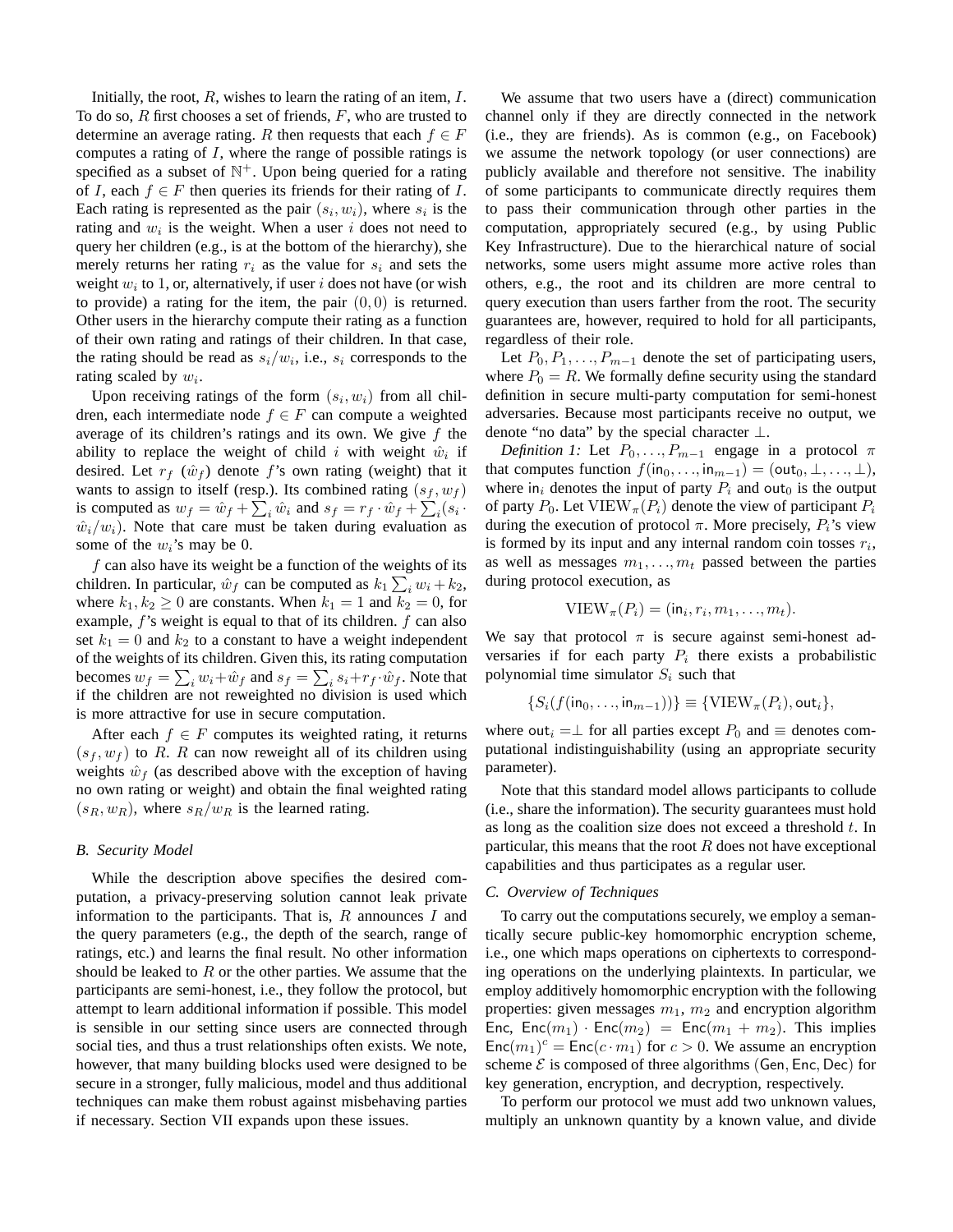Initially, the root, $R$, wishes to learn the rating of an item, $I$. To do so, $R$ first chooses a set of friends, $F$, who are trusted to determine an average rating. $R$ then requests that each $f \in F$ computes a rating of $I$, where the range of possible ratings is specified as a subset of $\mathbb{N}^+$. Upon being queried for a rating of $I$, each $f \in F$ then queries its friends for their rating of $I$. Each rating is represented as the pair $(s_i, w_i)$, where $s_i$ is the rating and $w_i$ is the weight. When a user $i$ does not need to query her children (e.g., is at the bottom of the hierarchy), she merely returns her rating $r_i$ as the value for $s_i$ and sets the weight $w_i$ to 1, or, alternatively, if user $i$ does not have (or wish to provide) a rating for the item, the pair $(0, 0)$ is returned. Other users in the hierarchy compute their rating as a function of their own rating and ratings of their children. In that case, the rating should be read as $s_i/w_i$, i.e., $s_i$ corresponds to the rating scaled by $w_i$.

Upon receiving ratings of the form $(s_i, w_i)$ from all children, each intermediate node $f \in F$ can compute a weighted average of its children's ratings and its own. We give $f$ the ability to replace the weight of child $i$ with weight $\hat{w}_i$ if desired. Let $r_f$ ($\hat{w}_f$) denote $f$'s own rating (weight) that it wants to assign to itself (resp.). Its combined rating $(s_f, w_f)$ is computed as $w_f = \hat{w}_f + \sum_i \hat{w}_i$ and $s_f = r_f \cdot \hat{w}_f + \sum_i (s_i \cdot \hat{w}_i / w_i)$. Note that care must be taken during evaluation as some of the $w_i$'s may be 0.

$f$ can also have its weight be a function of the weights of its children. In particular, $\hat{w}_f$ can be computed as $k_1 \sum_i w_i + k_2$, where $k_1, k_2 \geq 0$ are constants. When $k_1 = 1$ and $k_2 = 0$, for example, $f$'s weight is equal to that of its children. $f$ can also set $k_1 = 0$ and $k_2$ to a constant to have a weight independent of the weights of its children. Given this, its rating computation becomes $w_f = \sum_i w_i + \hat{w}_f$ and $s_f = \sum_i s_i + r_f \cdot \hat{w}_f$. Note that if the children are not reweighted no division is used which is more attractive for use in secure computation.

After each $f \in F$ computes its weighted rating, it returns $(s_f, w_f)$ to $R$. $R$ can now reweight all of its children using weights $\hat{w}_f$ (as described above with the exception of having no own rating or weight) and obtain the final weighted rating $(s_R, w_R)$, where $s_R/w_R$ is the learned rating.

### B. Security Model

While the description above specifies the desired computation, a privacy-preserving solution cannot leak private information to the participants. That is, $R$ announces $I$ and the query parameters (e.g., the depth of the search, range of ratings, etc.) and learns the final result. No other information should be leaked to $R$ or the other parties. We assume that the participants are semi-honest, i.e., they follow the protocol, but attempt to learn additional information if possible. This model is sensible in our setting since users are connected through social ties, and thus a trust relationships often exists. We note, however, that many building blocks used were designed to be secure in a stronger, fully malicious, model and thus additional techniques can make them robust against misbehaving parties if necessary. Section VII expands upon these issues.

We assume that two users have a (direct) communication channel only if they are directly connected in the network (i.e., they are friends). As is common (e.g., on Facebook) we assume the network topology (or user connections) are publicly available and therefore not sensitive. The inability of some participants to communicate directly requires them to pass their communication through other parties in the computation, appropriately secured (e.g., by using Public Key Infrastructure). Due to the hierarchical nature of social networks, some users might assume more active roles than others, e.g., the root and its children are more central to query execution than users farther from the root. The security guarantees are, however, required to hold for all participants, regardless of their role.

Let $P_0, P_1, \ldots, P_{m-1}$ denote the set of participating users, where $P_0 = R$. We formally define security using the standard definition in secure multi-party computation for semi-honest adversaries. Because most participants receive no output, we denote "no data" by the special character $\perp$.

*Definition 1:* Let $P_0, \ldots, P_{m-1}$ engage in a protocol $\pi$ that computes function $f(\mathsf{in}_0, \ldots, \mathsf{in}_{m-1}) = (\mathsf{out}_0, \perp, \ldots, \perp)$, where $\mathsf{in}_i$ denotes the input of party $P_i$ and $\mathsf{out}_0$ is the output of party $P_0$. Let $\mathrm{VIEW}_\pi(P_i)$ denote the view of participant $P_i$ during the execution of protocol $\pi$. More precisely, $P_i$'s view is formed by its input and any internal random coin tosses $r_i$, as well as messages $m_1, \ldots, m_t$ passed between the parties during protocol execution, as

$$\mathrm{VIEW}_\pi(P_i) = (\mathsf{in}_i, r_i, m_1, \ldots, m_t).$$

We say that protocol $\pi$ is secure against semi-honest adversaries if for each party $P_i$ there exists a probabilistic polynomial time simulator $S_i$ such that

$$\{S_i(f(\mathsf{in}_0, \ldots, \mathsf{in}_{m-1}))\} \equiv \{\mathrm{VIEW}_\pi(P_i), \mathsf{out}_i\},$$

where $\mathsf{out}_i = \perp$ for all parties except $P_0$ and $\equiv$ denotes computational indistinguishability (using an appropriate security parameter).

Note that this standard model allows participants to collude (i.e., share the information). The security guarantees must hold as long as the coalition size does not exceed a threshold $t$. In particular, this means that the root $R$ does not have exceptional capabilities and thus participates as a regular user.

### C. Overview of Techniques

To carry out the computations securely, we employ a semantically secure public-key homomorphic encryption scheme, i.e., one which maps operations on ciphertexts to corresponding operations on the underlying plaintexts. In particular, we employ additively homomorphic encryption with the following properties: given messages $m_1$, $m_2$ and encryption algorithm $\mathsf{Enc}$, $\mathsf{Enc}(m_1) \cdot \mathsf{Enc}(m_2) = \mathsf{Enc}(m_1 + m_2)$. This implies $\mathsf{Enc}(m_1)^c = \mathsf{Enc}(c \cdot m_1)$ for $c > 0$. We assume an encryption scheme $\mathcal{E}$ is composed of three algorithms $(\mathsf{Gen}, \mathsf{Enc}, \mathsf{Dec})$ for key generation, encryption, and decryption, respectively.

To perform our protocol we must add two unknown values, multiply an unknown quantity by a known value, and divide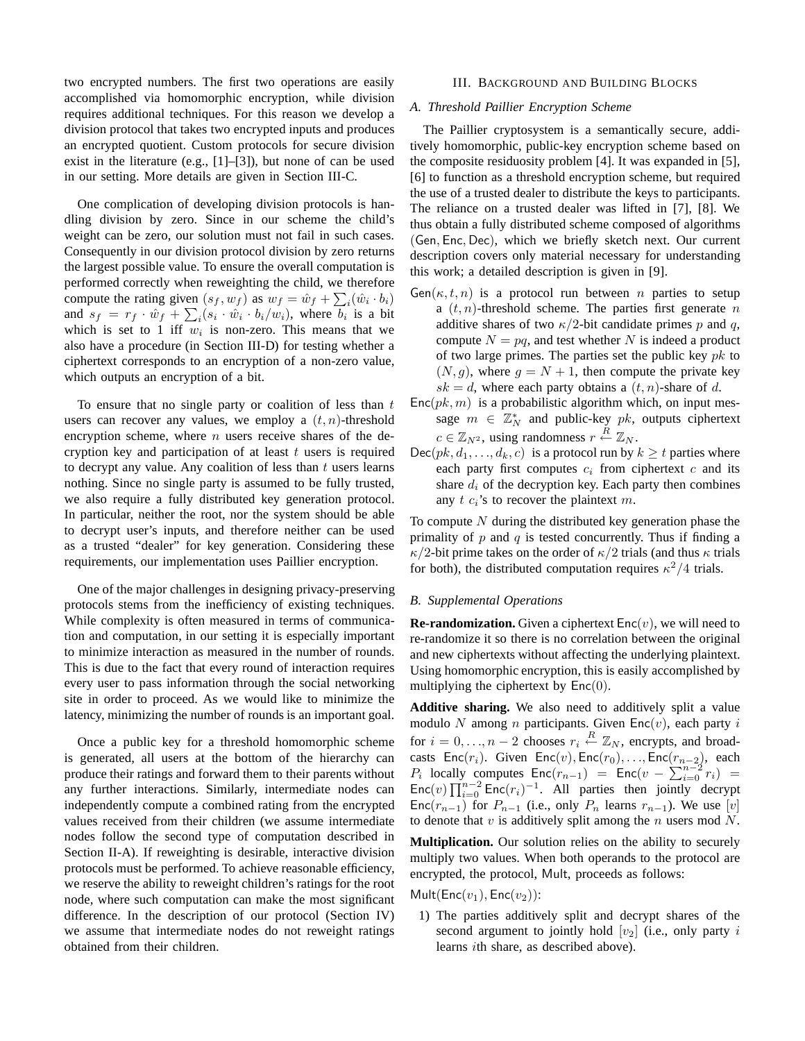two encrypted numbers. The first two operations are easily accomplished via homomorphic encryption, while division requires additional techniques. For this reason we develop a division protocol that takes two encrypted inputs and produces an encrypted quotient. Custom protocols for secure division exist in the literature (e.g., [1]–[3]), but none of can be used in our setting. More details are given in Section III-C.

One complication of developing division protocols is handling division by zero. Since in our scheme the child's weight can be zero, our solution must not fail in such cases. Consequently in our division protocol division by zero returns the largest possible value. To ensure the overall computation is performed correctly when reweighting the child, we therefore compute the rating given $(s_f, w_f)$ as $w_f = \hat{w}_f + \sum_i (\hat{w}_i \cdot b_i)$ and $s_f = r_f \cdot \hat{w}_f + \sum_i (s_i \cdot \hat{w}_i \cdot b_i / w_i)$, where $b_i$ is a bit which is set to 1 iff $w_i$ is non-zero. This means that we also have a procedure (in Section III-D) for testing whether a ciphertext corresponds to an encryption of a non-zero value, which outputs an encryption of a bit.

To ensure that no single party or coalition of less than $t$ users can recover any values, we employ a $(t, n)$-threshold encryption scheme, where $n$ users receive shares of the decryption key and participation of at least $t$ users is required to decrypt any value. Any coalition of less than $t$ users learns nothing. Since no single party is assumed to be fully trusted, we also require a fully distributed key generation protocol. In particular, neither the root, nor the system should be able to decrypt user's inputs, and therefore neither can be used as a trusted "dealer" for key generation. Considering these requirements, our implementation uses Paillier encryption.

One of the major challenges in designing privacy-preserving protocols stems from the inefficiency of existing techniques. While complexity is often measured in terms of communication and computation, in our setting it is especially important to minimize interaction as measured in the number of rounds. This is due to the fact that every round of interaction requires every user to pass information through the social networking site in order to proceed. As we would like to minimize the latency, minimizing the number of rounds is an important goal.

Once a public key for a threshold homomorphic scheme is generated, all users at the bottom of the hierarchy can produce their ratings and forward them to their parents without any further interactions. Similarly, intermediate nodes can independently compute a combined rating from the encrypted values received from their children (we assume intermediate nodes follow the second type of computation described in Section II-A). If reweighting is desirable, interactive division protocols must be performed. To achieve reasonable efficiency, we reserve the ability to reweight children's ratings for the root node, where such computation can make the most significant difference. In the description of our protocol (Section IV) we assume that intermediate nodes do not reweight ratings obtained from their children.

## III. Background and Building Blocks

### A. Threshold Paillier Encryption Scheme

The Paillier cryptosystem is a semantically secure, additively homomorphic, public-key encryption scheme based on the composite residuosity problem [4]. It was expanded in [5], [6] to function as a threshold encryption scheme, but required the use of a trusted dealer to distribute the keys to participants. The reliance on a trusted dealer was lifted in [7], [8]. We thus obtain a fully distributed scheme composed of algorithms $(\mathsf{Gen}, \mathsf{Enc}, \mathsf{Dec})$, which we briefly sketch next. Our current description covers only material necessary for understanding this work; a detailed description is given in [9].

- $\mathsf{Gen}(\kappa, t, n)$ is a protocol run between $n$ parties to setup a $(t, n)$-threshold scheme. The parties first generate $n$ additive shares of two $\kappa/2$-bit candidate primes $p$ and $q$, compute $N = pq$, and test whether $N$ is indeed a product of two large primes. The parties set the public key $pk$ to $(N, g)$, where $g = N + 1$, then compute the private key $sk = d$, where each party obtains a $(t, n)$-share of $d$.
- $\mathsf{Enc}(pk, m)$ is a probabilistic algorithm which, on input message $m \in \mathbb{Z}_N^*$ and public-key $pk$, outputs ciphertext $c \in \mathbb{Z}_{N^2}$, using randomness $r \overset{R}{\leftarrow} \mathbb{Z}_N$.
- $\mathsf{Dec}(pk, d_1, \ldots, d_k, c)$ is a protocol run by $k \geq t$ parties where each party first computes $c_i$ from ciphertext $c$ and its share $d_i$ of the decryption key. Each party then combines any $t$ $c_i$'s to recover the plaintext $m$.

To compute $N$ during the distributed key generation phase the primality of $p$ and $q$ is tested concurrently. Thus if finding a $\kappa/2$-bit prime takes on the order of $\kappa/2$ trials (and thus $\kappa$ trials for both), the distributed computation requires $\kappa^2/4$ trials.

### B. Supplemental Operations

**Re-randomization.** Given a ciphertext $\mathsf{Enc}(v)$, we will need to re-randomize it so there is no correlation between the original and new ciphertexts without affecting the underlying plaintext. Using homomorphic encryption, this is easily accomplished by multiplying the ciphertext by $\mathsf{Enc}(0)$.

**Additive sharing.** We also need to additively split a value modulo $N$ among $n$ participants. Given $\mathsf{Enc}(v)$, each party $i$ for $i = 0, \ldots, n-2$ chooses $r_i \overset{R}{\leftarrow} \mathbb{Z}_N$, encrypts, and broadcasts $\mathsf{Enc}(r_i)$. Given $\mathsf{Enc}(v), \mathsf{Enc}(r_0), \ldots, \mathsf{Enc}(r_{n-2})$, each $P_i$ locally computes $\mathsf{Enc}(r_{n-1}) = \mathsf{Enc}(v - \sum_{i=0}^{n-2} r_i) = \mathsf{Enc}(v) \prod_{i=0}^{n-2} \mathsf{Enc}(r_i)^{-1}$. All parties then jointly decrypt $\mathsf{Enc}(r_{n-1})$ for $P_{n-1}$ (i.e., only $P_n$ learns $r_{n-1}$). We use $[v]$ to denote that $v$ is additively split among the $n$ users mod $N$.

**Multiplication.** Our solution relies on the ability to securely multiply two values. When both operands to the protocol are encrypted, the protocol, $\mathsf{Mult}$, proceeds as follows:

$\mathsf{Mult}(\mathsf{Enc}(v_1), \mathsf{Enc}(v_2))$:

1) The parties additively split and decrypt shares of the second argument to jointly hold $[v_2]$ (i.e., only party $i$ learns $i$th share, as described above).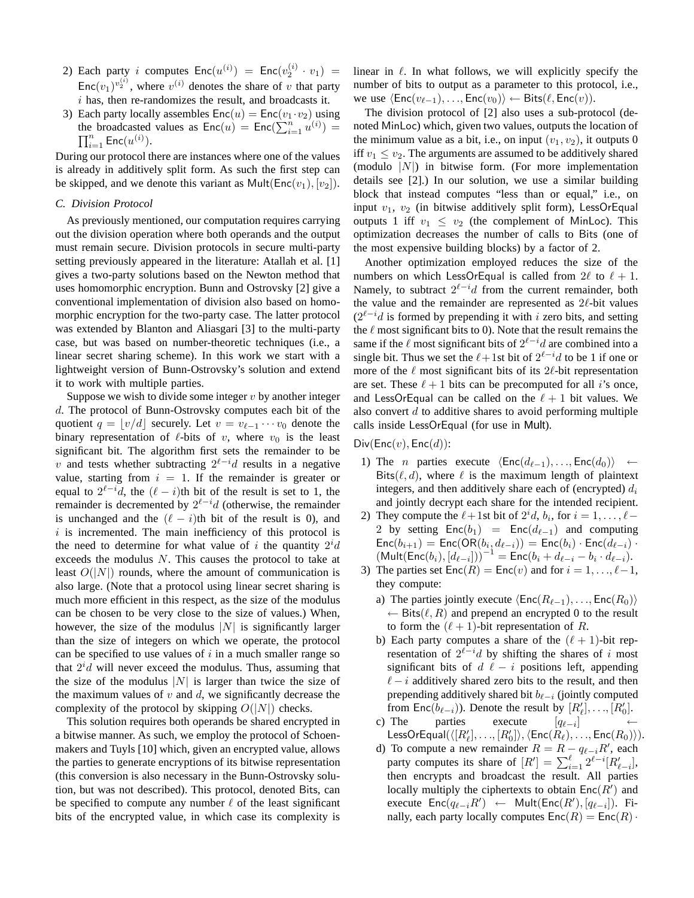2) Each party $i$ computes $\mathsf{Enc}(u^{(i)}) = \mathsf{Enc}(v_2^{(i)} \cdot v_1) = \mathsf{Enc}(v_1)^{v_2^{(i)}}$, where $v^{(i)}$ denotes the share of $v$ that party $i$ has, then re-randomizes the result, and broadcasts it.
3) Each party locally assembles $\mathsf{Enc}(u) = \mathsf{Enc}(v_1 \cdot v_2)$ using the broadcasted values as $\mathsf{Enc}(u) = \mathsf{Enc}(\sum_{i=1}^{n} u^{(i)}) = \prod_{i=1}^{n} \mathsf{Enc}(u^{(i)})$.

During our protocol there are instances where one of the values is already in additively split form. As such the first step can be skipped, and we denote this variant as $\mathsf{Mult}(\mathsf{Enc}(v_1), [v_2])$.

### C. Division Protocol

As previously mentioned, our computation requires carrying out the division operation where both operands and the output must remain secure. Division protocols in secure multi-party setting previously appeared in the literature: Atallah et al. [1] gives a two-party solutions based on the Newton method that uses homomorphic encryption. Bunn and Ostrovsky [2] give a conventional implementation of division also based on homomorphic encryption for the two-party case. The latter protocol was extended by Blanton and Aliasgari [3] to the multi-party case, but was based on number-theoretic techniques (i.e., a linear secret sharing scheme). In this work we start with a lightweight version of Bunn-Ostrovsky's solution and extend it to work with multiple parties.

Suppose we wish to divide some integer $v$ by another integer $d$. The protocol of Bunn-Ostrovsky computes each bit of the quotient $q = \lfloor v/d \rfloor$ securely. Let $v = v_{\ell-1} \cdots v_0$ denote the binary representation of $\ell$-bits of $v$, where $v_0$ is the least significant bit. The algorithm first sets the remainder to be $v$ and tests whether subtracting $2^{\ell-i}d$ results in a negative value, starting from $i = 1$. If the remainder is greater or equal to $2^{\ell-i}d$, the $(\ell - i)$th bit of the result is set to 1, the remainder is decremented by $2^{\ell-i}d$ (otherwise, the remainder is unchanged and the $(\ell - i)$th bit of the result is 0), and $i$ is incremented. The main inefficiency of this protocol is the need to determine for what value of $i$ the quantity $2^i d$ exceeds the modulus $N$. This causes the protocol to take at least $O(|N|)$ rounds, where the amount of communication is also large. (Note that a protocol using linear secret sharing is much more efficient in this respect, as the size of the modulus can be chosen to be very close to the size of values.) When, however, the size of the modulus $|N|$ is significantly larger than the size of integers on which we operate, the protocol can be specified to use values of $i$ in a much smaller range so that $2^i d$ will never exceed the modulus. Thus, assuming that the size of the modulus $|N|$ is larger than twice the size of the maximum values of $v$ and $d$, we significantly decrease the complexity of the protocol by skipping $O(|N|)$ checks.

This solution requires both operands be shared encrypted in a bitwise manner. As such, we employ the protocol of Schoenmakers and Tuyls [10] which, given an encrypted value, allows the parties to generate encryptions of its bitwise representation (this conversion is also necessary in the Bunn-Ostrovsky solution, but was not described). This protocol, denoted Bits, can be specified to compute any number $\ell$ of the least significant bits of the encrypted value, in which case its complexity is linear in $\ell$. In what follows, we will explicitly specify the number of bits to output as a parameter to this protocol, i.e., we use $\langle \mathsf{Enc}(v_{\ell-1}), \ldots, \mathsf{Enc}(v_0) \rangle \leftarrow \mathsf{Bits}(\ell, \mathsf{Enc}(v))$.

The division protocol of [2] also uses a sub-protocol (denoted MinLoc) which, given two values, outputs the location of the minimum value as a bit, i.e., on input $(v_1, v_2)$, it outputs 0 iff $v_1 \le v_2$. The arguments are assumed to be additively shared (modulo $|N|$) in bitwise form. (For more implementation details see [2].) In our solution, we use a similar building block that instead computes "less than or equal," i.e., on input $v_1$, $v_2$ (in bitwise additively split form), LessOrEqual outputs 1 iff $v_1 \le v_2$ (the complement of MinLoc). This optimization decreases the number of calls to Bits (one of the most expensive building blocks) by a factor of 2.

Another optimization employed reduces the size of the numbers on which LessOrEqual is called from $2\ell$ to $\ell + 1$. Namely, to subtract $2^{\ell-i}d$ from the current remainder, both the value and the remainder are represented as $2\ell$-bit values ($2^{\ell-i}d$ is formed by prepending it with $i$ zero bits, and setting the $\ell$ most significant bits to 0). Note that the result remains the same if the $\ell$ most significant bits of $2^{\ell-i}d$ are combined into a single bit. Thus we set the $\ell+1$st bit of $2^{\ell-i}d$ to be 1 if one or more of the $\ell$ most significant bits of its $2\ell$-bit representation are set. These $\ell + 1$ bits can be precomputed for all $i$'s once, and LessOrEqual can be called on the $\ell + 1$ bit values. We also convert $d$ to additive shares to avoid performing multiple calls inside LessOrEqual (for use in Mult).

$\mathsf{Div}(\mathsf{Enc}(v), \mathsf{Enc}(d))$:

1) The $n$ parties execute $\langle \mathsf{Enc}(d_{\ell-1}), \ldots, \mathsf{Enc}(d_0) \rangle \leftarrow \mathsf{Bits}(\ell, d)$, where $\ell$ is the maximum length of plaintext integers, and then additively share each of (encrypted) $d_i$ and jointly decrypt each share for the intended recipient.
2) They compute the $\ell+1$st bit of $2^i d$, $b_i$, for $i = 1, \ldots, \ell-2$ by setting $\mathsf{Enc}(b_1) = \mathsf{Enc}(d_{\ell-1})$ and computing $\mathsf{Enc}(b_{i+1}) = \mathsf{Enc}(\mathsf{OR}(b_i, d_{\ell-i})) = \mathsf{Enc}(b_i) \cdot \mathsf{Enc}(d_{\ell-i}) \cdot (\mathsf{Mult}(\mathsf{Enc}(b_i), [d_{\ell-i}]))^{-1} = \mathsf{Enc}(b_i + d_{\ell-i} - b_i \cdot d_{\ell-i})$.
3) The parties set $\mathsf{Enc}(R) = \mathsf{Enc}(v)$ and for $i = 1, \ldots, \ell-1$, they compute:
   a) The parties jointly execute $\langle \mathsf{Enc}(R_{\ell-1}), \ldots, \mathsf{Enc}(R_0) \rangle \leftarrow \mathsf{Bits}(\ell, R)$ and prepend an encrypted 0 to the result to form the $(\ell + 1)$-bit representation of $R$.
   b) Each party computes a share of the $(\ell + 1)$-bit representation of $2^{\ell-i}d$ by shifting the shares of $i$ most significant bits of $d$ $\ell - i$ positions left, appending $\ell - i$ additively shared zero bits to the result, and then prepending additively shared bit $b_{\ell-i}$ (jointly computed from $\mathsf{Enc}(b_{\ell-i})$). Denote the result by $[R'_\ell], \ldots, [R'_0]$.
   c) The parties execute $[q_{\ell-i}] \leftarrow \mathsf{LessOrEqual}(\langle [R'_\ell], \ldots, [R'_0] \rangle, \langle \mathsf{Enc}(R_\ell), \ldots, \mathsf{Enc}(R_0) \rangle)$.
   d) To compute a new remainder $R = R - q_{\ell-i}R'$, each party computes its share of $[R'] = \sum_{i=1}^{\ell} 2^{\ell-i}[R'_{\ell-i}]$, then encrypts and broadcast the result. All parties locally multiply the ciphertexts to obtain $\mathsf{Enc}(R')$ and execute $\mathsf{Enc}(q_{\ell-i}R') \leftarrow \mathsf{Mult}(\mathsf{Enc}(R'), [q_{\ell-i}])$. Finally, each party locally computes $\mathsf{Enc}(R) = \mathsf{Enc}(R) \cdot$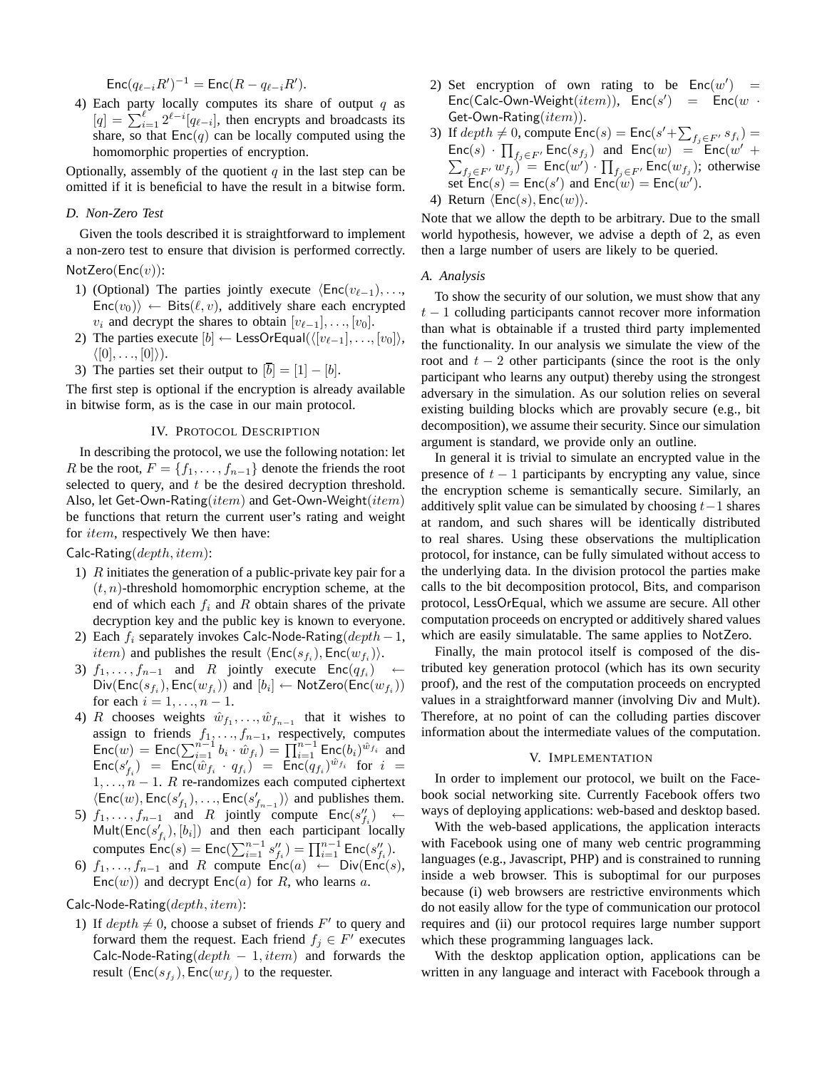$$\mathsf{Enc}(q_{\ell-i}R')^{-1} = \mathsf{Enc}(R - q_{\ell-i}R').$$

4) Each party locally computes its share of output $q$ as $[q] = \sum_{i=1}^{\ell} 2^{\ell-i}[q_{\ell-i}]$, then encrypts and broadcasts its share, so that $\mathsf{Enc}(q)$ can be locally computed using the homomorphic properties of encryption.

Optionally, assembly of the quotient $q$ in the last step can be omitted if it is beneficial to have the result in a bitwise form.

### D. Non-Zero Test

Given the tools described it is straightforward to implement a non-zero test to ensure that division is performed correctly.

$\mathsf{NotZero}(\mathsf{Enc}(v))$:

1) (Optional) The parties jointly execute $\langle \mathsf{Enc}(v_{\ell-1}), \ldots, \mathsf{Enc}(v_0)\rangle \leftarrow \mathsf{Bits}(\ell, v)$, additively share each encrypted $v_i$ and decrypt the shares to obtain $[v_{\ell-1}], \ldots, [v_0]$.
2) The parties execute $[b] \leftarrow \mathsf{LessOrEqual}(\langle [v_{\ell-1}], \ldots, [v_0]\rangle, \langle [0], \ldots, [0]\rangle)$.
3) The parties set their output to $[\bar{b}] = [1] - [b]$.

The first step is optional if the encryption is already available in bitwise form, as is the case in our main protocol.

## IV. Protocol Description

In describing the protocol, we use the following notation: let $R$ be the root, $F = \{f_1, \ldots, f_{n-1}\}$ denote the friends the root selected to query, and $t$ be the desired decryption threshold. Also, let $\mathsf{Get\text{-}Own\text{-}Rating}(item)$ and $\mathsf{Get\text{-}Own\text{-}Weight}(item)$ be functions that return the current user's rating and weight for $item$, respectively We then have:

$\mathsf{Calc\text{-}Rating}(depth, item)$:

1) $R$ initiates the generation of a public-private key pair for a $(t, n)$-threshold homomorphic encryption scheme, at the end of which each $f_i$ and $R$ obtain shares of the private decryption key and the public key is known to everyone.
2) Each $f_i$ separately invokes $\mathsf{Calc\text{-}Node\text{-}Rating}(depth-1, item)$ and publishes the result $\langle \mathsf{Enc}(s_{f_i}), \mathsf{Enc}(w_{f_i})\rangle$.
3) $f_1, \ldots, f_{n-1}$ and $R$ jointly execute $\mathsf{Enc}(q_{f_i}) \leftarrow \mathsf{Div}(\mathsf{Enc}(s_{f_i}), \mathsf{Enc}(w_{f_i}))$ and $[b_i] \leftarrow \mathsf{NotZero}(\mathsf{Enc}(w_{f_i}))$ for each $i = 1, \ldots, n-1$.
4) $R$ chooses weights $\hat{w}_{f_1}, \ldots, \hat{w}_{f_{n-1}}$ that it wishes to assign to friends $f_1, \ldots, f_{n-1}$, respectively, computes $\mathsf{Enc}(w) = \mathsf{Enc}(\sum_{i=1}^{n-1} b_i \cdot \hat{w}_{f_i}) = \prod_{i=1}^{n-1} \mathsf{Enc}(b_i)^{\hat{w}_{f_i}}$ and $\mathsf{Enc}(s'_{f_i}) = \mathsf{Enc}(\hat{w}_{f_i} \cdot q_{f_i}) = \mathsf{Enc}(q_{f_i})^{\hat{w}_{f_i}}$ for $i = 1, \ldots, n-1$. $R$ re-randomizes each computed ciphertext $\langle \mathsf{Enc}(w), \mathsf{Enc}(s'_{f_1}), \ldots, \mathsf{Enc}(s'_{f_{n-1}})\rangle$ and publishes them.
5) $f_1, \ldots, f_{n-1}$ and $R$ jointly compute $\mathsf{Enc}(s''_{f_i}) \leftarrow \mathsf{Mult}(\mathsf{Enc}(s'_{f_i}), [b_i])$ and then each participant locally computes $\mathsf{Enc}(s) = \mathsf{Enc}(\sum_{i=1}^{n-1} s''_{f_i}) = \prod_{i=1}^{n-1} \mathsf{Enc}(s''_{f_i})$.
6) $f_1, \ldots, f_{n-1}$ and $R$ compute $\mathsf{Enc}(a) \leftarrow \mathsf{Div}(\mathsf{Enc}(s), \mathsf{Enc}(w))$ and decrypt $\mathsf{Enc}(a)$ for $R$, who learns $a$.

$\mathsf{Calc\text{-}Node\text{-}Rating}(depth, item)$:

1) If $depth \neq 0$, choose a subset of friends $F'$ to query and forward them the request. Each friend $f_j \in F'$ executes $\mathsf{Calc\text{-}Node\text{-}Rating}(depth-1, item)$ and forwards the result $(\mathsf{Enc}(s_{f_j}), \mathsf{Enc}(w_{f_j}))$ to the requester.
2) Set encryption of own rating to be $\mathsf{Enc}(w') = \mathsf{Enc}(\mathsf{Calc\text{-}Own\text{-}Weight}(item))$, $\mathsf{Enc}(s') = \mathsf{Enc}(w \cdot \mathsf{Get\text{-}Own\text{-}Rating}(item))$.
3) If $depth \neq 0$, compute $\mathsf{Enc}(s) = \mathsf{Enc}(s' + \sum_{f_j \in F'} s_{f_i}) = \mathsf{Enc}(s) \cdot \prod_{f_j \in F'} \mathsf{Enc}(s_{f_j})$ and $\mathsf{Enc}(w) = \mathsf{Enc}(w' + \sum_{f_j \in F'} w_{f_j}) = \mathsf{Enc}(w') \cdot \prod_{f_j \in F'} \mathsf{Enc}(w_{f_j})$; otherwise set $\mathsf{Enc}(s) = \mathsf{Enc}(s')$ and $\mathsf{Enc}(w) = \mathsf{Enc}(w')$.
4) Return $\langle \mathsf{Enc}(s), \mathsf{Enc}(w)\rangle$.

Note that we allow the depth to be arbitrary. Due to the small world hypothesis, however, we advise a depth of 2, as even then a large number of users are likely to be queried.

### A. Analysis

To show the security of our solution, we must show that any $t-1$ colluding participants cannot recover more information than what is obtainable if a trusted third party implemented the functionality. In our analysis we simulate the view of the root and $t-2$ other participants (since the root is the only participant who learns any output) thereby using the strongest adversary in the simulation. As our solution relies on several existing building blocks which are provably secure (e.g., bit decomposition), we assume their security. Since our simulation argument is standard, we provide only an outline.

In general it is trivial to simulate an encrypted value in the presence of $t-1$ participants by encrypting any value, since the encryption scheme is semantically secure. Similarly, an additively split value can be simulated by choosing $t-1$ shares at random, and such shares will be identically distributed to real shares. Using these observations the multiplication protocol, for instance, can be fully simulated without access to the underlying data. In the division protocol the parties make calls to the bit decomposition protocol, Bits, and comparison protocol, LessOrEqual, which we assume are secure. All other computation proceeds on encrypted or additively shared values which are easily simulatable. The same applies to NotZero.

Finally, the main protocol itself is composed of the distributed key generation protocol (which has its own security proof), and the rest of the computation proceeds on encrypted values in a straightforward manner (involving Div and Mult). Therefore, at no point of can the colluding parties discover information about the intermediate values of the computation.

## V. Implementation

In order to implement our protocol, we built on the Facebook social networking site. Currently Facebook offers two ways of deploying applications: web-based and desktop based.

With the web-based applications, the application interacts with Facebook using one of many web centric programming languages (e.g., Javascript, PHP) and is constrained to running inside a web browser. This is suboptimal for our purposes because (i) web browsers are restrictive environments which do not easily allow for the type of communication our protocol requires and (ii) our protocol requires large number support which these programming languages lack.

With the desktop application option, applications can be written in any language and interact with Facebook through a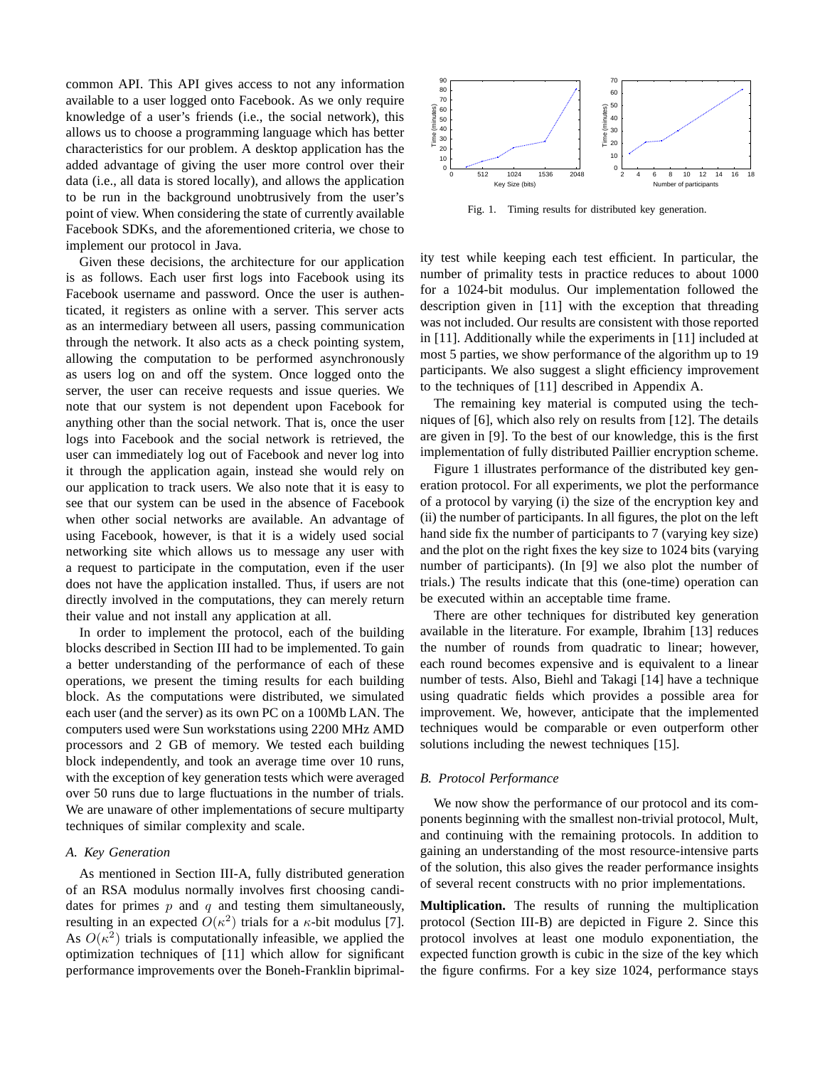common API. This API gives access to not any information available to a user logged onto Facebook. As we only require knowledge of a user's friends (i.e., the social network), this allows us to choose a programming language which has better characteristics for our problem. A desktop application has the added advantage of giving the user more control over their data (i.e., all data is stored locally), and allows the application to be run in the background unobtrusively from the user's point of view. When considering the state of currently available Facebook SDKs, and the aforementioned criteria, we chose to implement our protocol in Java.

Given these decisions, the architecture for our application is as follows. Each user first logs into Facebook using its Facebook username and password. Once the user is authenticated, it registers as online with a server. This server acts as an intermediary between all users, passing communication through the network. It also acts as a check pointing system, allowing the computation to be performed asynchronously as users log on and off the system. Once logged onto the server, the user can receive requests and issue queries. We note that our system is not dependent upon Facebook for anything other than the social network. That is, once the user logs into Facebook and the social network is retrieved, the user can immediately log out of Facebook and never log into it through the application again, instead she would rely on our application to track users. We also note that it is easy to see that our system can be used in the absence of Facebook when other social networks are available. An advantage of using Facebook, however, is that it is a widely used social networking site which allows us to message any user with a request to participate in the computation, even if the user does not have the application installed. Thus, if users are not directly involved in the computations, they can merely return their value and not install any application at all.

In order to implement the protocol, each of the building blocks described in Section III had to be implemented. To gain a better understanding of the performance of each of these operations, we present the timing results for each building block. As the computations were distributed, we simulated each user (and the server) as its own PC on a 100Mb LAN. The computers used were Sun workstations using 2200 MHz AMD processors and 2 GB of memory. We tested each building block independently, and took an average time over 10 runs, with the exception of key generation tests which were averaged over 50 runs due to large fluctuations in the number of trials. We are unaware of other implementations of secure multiparty techniques of similar complexity and scale.

### A. Key Generation

As mentioned in Section III-A, fully distributed generation of an RSA modulus normally involves first choosing candidates for primes $p$ and $q$ and testing them simultaneously, resulting in an expected $O(\kappa^2)$ trials for a $\kappa$-bit modulus [7]. As $O(\kappa^2)$ trials is computationally infeasible, we applied the optimization techniques of [11] which allow for significant performance improvements over the Boneh-Franklin biprimality test while keeping each test efficient. In particular, the number of primality tests in practice reduces to about 1000 for a 1024-bit modulus. Our implementation followed the description given in [11] with the exception that threading was not included. Our results are consistent with those reported in [11]. Additionally while the experiments in [11] included at most 5 parties, we show performance of the algorithm up to 19 participants. We also suggest a slight efficiency improvement to the techniques of [11] described in Appendix A.

Time (minutes)
0 10 20 30 40 50 60 70 80 90
0 512 1024 1536 2048
Key Size (bits)

Time (minutes)
0 10 20 30 40 50 60 70
2 4 6 8 10 12 14 16 18
Number of participants

Fig. 1. Timing results for distributed key generation.

The remaining key material is computed using the techniques of [6], which also rely on results from [12]. The details are given in [9]. To the best of our knowledge, this is the first implementation of fully distributed Paillier encryption scheme.

Figure 1 illustrates performance of the distributed key generation protocol. For all experiments, we plot the performance of a protocol by varying (i) the size of the encryption key and (ii) the number of participants. In all figures, the plot on the left hand side fix the number of participants to 7 (varying key size) and the plot on the right fixes the key size to 1024 bits (varying number of participants). (In [9] we also plot the number of trials.) The results indicate that this (one-time) operation can be executed within an acceptable time frame.

There are other techniques for distributed key generation available in the literature. For example, Ibrahim [13] reduces the number of rounds from quadratic to linear; however, each round becomes expensive and is equivalent to a linear number of tests. Also, Biehl and Takagi [14] have a technique using quadratic fields which provides a possible area for improvement. We, however, anticipate that the implemented techniques would be comparable or even outperform other solutions including the newest techniques [15].

### B. Protocol Performance

We now show the performance of our protocol and its components beginning with the smallest non-trivial protocol, Mult, and continuing with the remaining protocols. In addition to gaining an understanding of the most resource-intensive parts of the solution, this also gives the reader performance insights of several recent constructs with no prior implementations.

**Multiplication.** The results of running the multiplication protocol (Section III-B) are depicted in Figure 2. Since this protocol involves at least one modulo exponentiation, the expected function growth is cubic in the size of the key which the figure confirms. For a key size 1024, performance stays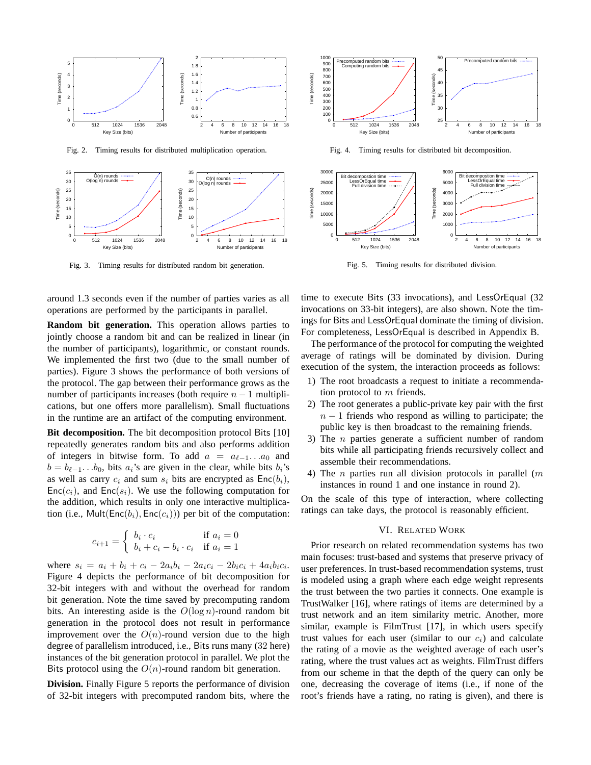5
4
3
2
1
0
Time (seconds)
0 512 1024 1536 2048
Key Size (bits)

2
1.8
1.6
1.4
1.2
1
0.8
0.6
Time (seconds)
2 4 6 8 10 12 14 16 18
Number of participants

Fig. 2. Timing results for distributed multiplication operation.

1000
900
800
700
600
500
400
300
200
100
0
Time (seconds)
Precomputed random bits
Computing random bits
0 512 1024 1536 2048
Key Size (bits)

50
45
40
35
30
25
Time (seconds)
Precomputed random bits
2 4 6 8 10 12 14 16 18
Number of participants

Fig. 4. Timing results for distributed bit decomposition.

35
30
25
20
15
10
5
0
Time (seconds)
O(n) rounds
O(log n) rounds
0 512 1024 1536 2048
Key Size (bits)

35
30
25
20
15
10
5
0
Time (seconds)
O(n) rounds
O(log n) rounds
2 4 6 8 10 12 14 16 18
Number of participants

Fig. 3. Timing results for distributed random bit generation.

30000
25000
20000
15000
10000
5000
0
Time (seconds)
Bit decompostion time
LessOrEqual time
Full division time
0 512 1024 1536 2048
Key Size (bits)

6000
5000
4000
3000
2000
1000
0
Time (seconds)
Bit decompostion time
LessOrEqual time
Full division time
2 4 6 8 10 12 14 16 18
Number of participants

Fig. 5. Timing results for distributed division.

around 1.3 seconds even if the number of parties varies as all operations are performed by the participants in parallel.

**Random bit generation.** This operation allows parties to jointly choose a random bit and can be realized in linear (in the number of participants), logarithmic, or constant rounds. We implemented the first two (due to the small number of parties). Figure 3 shows the performance of both versions of the protocol. The gap between their performance grows as the number of participants increases (both require $n-1$ multiplications, but one offers more parallelism). Small fluctuations in the runtime are an artifact of the computing environment.

**Bit decomposition.** The bit decomposition protocol Bits [10] repeatedly generates random bits and also performs addition of integers in bitwise form. To add $a = a_{\ell-1} \ldots a_0$ and $b = b_{\ell-1} \ldots b_0$, bits $a_i$'s are given in the clear, while bits $b_i$'s as well as carry $c_i$ and sum $s_i$ bits are encrypted as $\mathsf{Enc}(b_i)$, $\mathsf{Enc}(c_i)$, and $\mathsf{Enc}(s_i)$. We use the following computation for the addition, which results in only one interactive multiplication (i.e., $\mathsf{Mult}(\mathsf{Enc}(b_i), \mathsf{Enc}(c_i))$) per bit of the computation:

$$c_{i+1} = \begin{cases} b_i \cdot c_i & \text{if } a_i = 0 \\ b_i + c_i - b_i \cdot c_i & \text{if } a_i = 1 \end{cases}$$

where $s_i = a_i + b_i + c_i - 2a_i b_i - 2a_i c_i - 2b_i c_i + 4a_i b_i c_i$. Figure 4 depicts the performance of bit decomposition for 32-bit integers with and without the overhead for random bit generation. Note the time saved by precomputing random bits. An interesting aside is the $O(\log n)$-round random bit generation in the protocol does not result in performance improvement over the $O(n)$-round version due to the high degree of parallelism introduced, i.e., Bits runs many (32 here) instances of the bit generation protocol in parallel. We plot the Bits protocol using the $O(n)$-round random bit generation.

**Division.** Finally Figure 5 reports the performance of division of 32-bit integers with precomputed random bits, where the time to execute Bits (33 invocations), and LessOrEqual (32 invocations on 33-bit integers), are also shown. Note the timings for Bits and LessOrEqual dominate the timing of division. For completeness, LessOrEqual is described in Appendix B.

The performance of the protocol for computing the weighted average of ratings will be dominated by division. During execution of the system, the interaction proceeds as follows:

1) The root broadcasts a request to initiate a recommendation protocol to $m$ friends.
2) The root generates a public-private key pair with the first $n-1$ friends who respond as willing to participate; the public key is then broadcast to the remaining friends.
3) The $n$ parties generate a sufficient number of random bits while all participating friends recursively collect and assemble their recommendations.
4) The $n$ parties run all division protocols in parallel ($m$ instances in round 1 and one instance in round 2).

On the scale of this type of interaction, where collecting ratings can take days, the protocol is reasonably efficient.

## VI. Related Work

Prior research on related recommendation systems has two main focuses: trust-based and systems that preserve privacy of user preferences. In trust-based recommendation systems, trust is modeled using a graph where each edge weight represents the trust between the two parties it connects. One example is TrustWalker [16], where ratings of items are determined by a trust network and an item similarity metric. Another, more similar, example is FilmTrust [17], in which users specify trust values for each user (similar to our $c_i$) and calculate the rating of a movie as the weighted average of each user's rating, where the trust values act as weights. FilmTrust differs from our scheme in that the depth of the query can only be one, decreasing the coverage of items (i.e., if none of the root's friends have a rating, no rating is given), and there is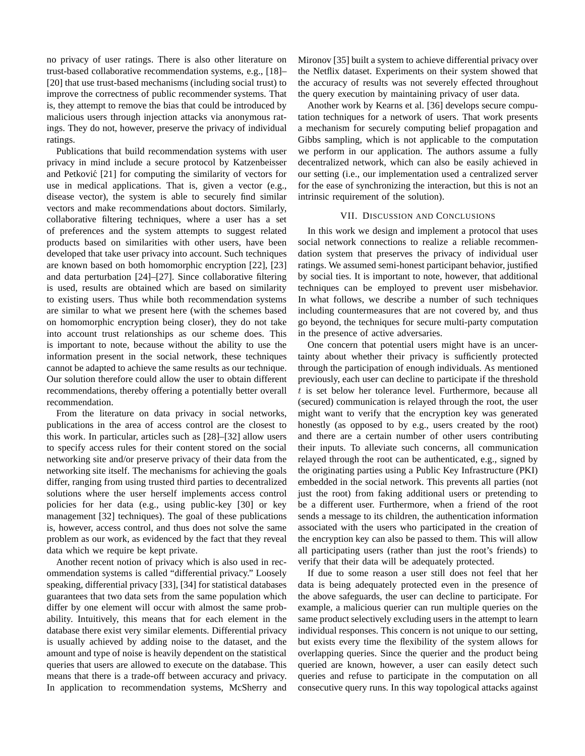no privacy of user ratings. There is also other literature on trust-based collaborative recommendation systems, e.g., [18]–[20] that use trust-based mechanisms (including social trust) to improve the correctness of public recommender systems. That is, they attempt to remove the bias that could be introduced by malicious users through injection attacks via anonymous ratings. They do not, however, preserve the privacy of individual ratings.

Publications that build recommendation systems with user privacy in mind include a secure protocol by Katzenbeisser and Petković [21] for computing the similarity of vectors for use in medical applications. That is, given a vector (e.g., disease vector), the system is able to securely find similar vectors and make recommendations about doctors. Similarly, collaborative filtering techniques, where a user has a set of preferences and the system attempts to suggest related products based on similarities with other users, have been developed that take user privacy into account. Such techniques are known based on both homomorphic encryption [22], [23] and data perturbation [24]–[27]. Since collaborative filtering is used, results are obtained which are based on similarity to existing users. Thus while both recommendation systems are similar to what we present here (with the schemes based on homomorphic encryption being closer), they do not take into account trust relationships as our scheme does. This is important to note, because without the ability to use the information present in the social network, these techniques cannot be adapted to achieve the same results as our technique. Our solution therefore could allow the user to obtain different recommendations, thereby offering a potentially better overall recommendation.

From the literature on data privacy in social networks, publications in the area of access control are the closest to this work. In particular, articles such as [28]–[32] allow users to specify access rules for their content stored on the social networking site and/or preserve privacy of their data from the networking site itself. The mechanisms for achieving the goals differ, ranging from using trusted third parties to decentralized solutions where the user herself implements access control policies for her data (e.g., using public-key [30] or key management [32] techniques). The goal of these publications is, however, access control, and thus does not solve the same problem as our work, as evidenced by the fact that they reveal data which we require be kept private.

Another recent notion of privacy which is also used in recommendation systems is called "differential privacy." Loosely speaking, differential privacy [33], [34] for statistical databases guarantees that two data sets from the same population which differ by one element will occur with almost the same probability. Intuitively, this means that for each element in the database there exist very similar elements. Differential privacy is usually achieved by adding noise to the dataset, and the amount and type of noise is heavily dependent on the statistical queries that users are allowed to execute on the database. This means that there is a trade-off between accuracy and privacy. In application to recommendation systems, McSherry and Mironov [35] built a system to achieve differential privacy over the Netflix dataset. Experiments on their system showed that the accuracy of results was not severely effected throughout the query execution by maintaining privacy of user data.

Another work by Kearns et al. [36] develops secure computation techniques for a network of users. That work presents a mechanism for securely computing belief propagation and Gibbs sampling, which is not applicable to the computation we perform in our application. The authors assume a fully decentralized network, which can also be easily achieved in our setting (i.e., our implementation used a centralized server for the ease of synchronizing the interaction, but this is not an intrinsic requirement of the solution).

## VII. Discussion and Conclusions

In this work we design and implement a protocol that uses social network connections to realize a reliable recommendation system that preserves the privacy of individual user ratings. We assumed semi-honest participant behavior, justified by social ties. It is important to note, however, that additional techniques can be employed to prevent user misbehavior. In what follows, we describe a number of such techniques including countermeasures that are not covered by, and thus go beyond, the techniques for secure multi-party computation in the presence of active adversaries.

One concern that potential users might have is an uncertainty about whether their privacy is sufficiently protected through the participation of enough individuals. As mentioned previously, each user can decline to participate if the threshold $t$ is set below her tolerance level. Furthermore, because all (secured) communication is relayed through the root, the user might want to verify that the encryption key was generated honestly (as opposed to by e.g., users created by the root) and there are a certain number of other users contributing their inputs. To alleviate such concerns, all communication relayed through the root can be authenticated, e.g., signed by the originating parties using a Public Key Infrastructure (PKI) embedded in the social network. This prevents all parties (not just the root) from faking additional users or pretending to be a different user. Furthermore, when a friend of the root sends a message to its children, the authentication information associated with the users who participated in the creation of the encryption key can also be passed to them. This will allow all participating users (rather than just the root's friends) to verify that their data will be adequately protected.

If due to some reason a user still does not feel that her data is being adequately protected even in the presence of the above safeguards, the user can decline to participate. For example, a malicious querier can run multiple queries on the same product selectively excluding users in the attempt to learn individual responses. This concern is not unique to our setting, but exists every time the flexibility of the system allows for overlapping queries. Since the querier and the product being queried are known, however, a user can easily detect such queries and refuse to participate in the computation on all consecutive query runs. In this way topological attacks against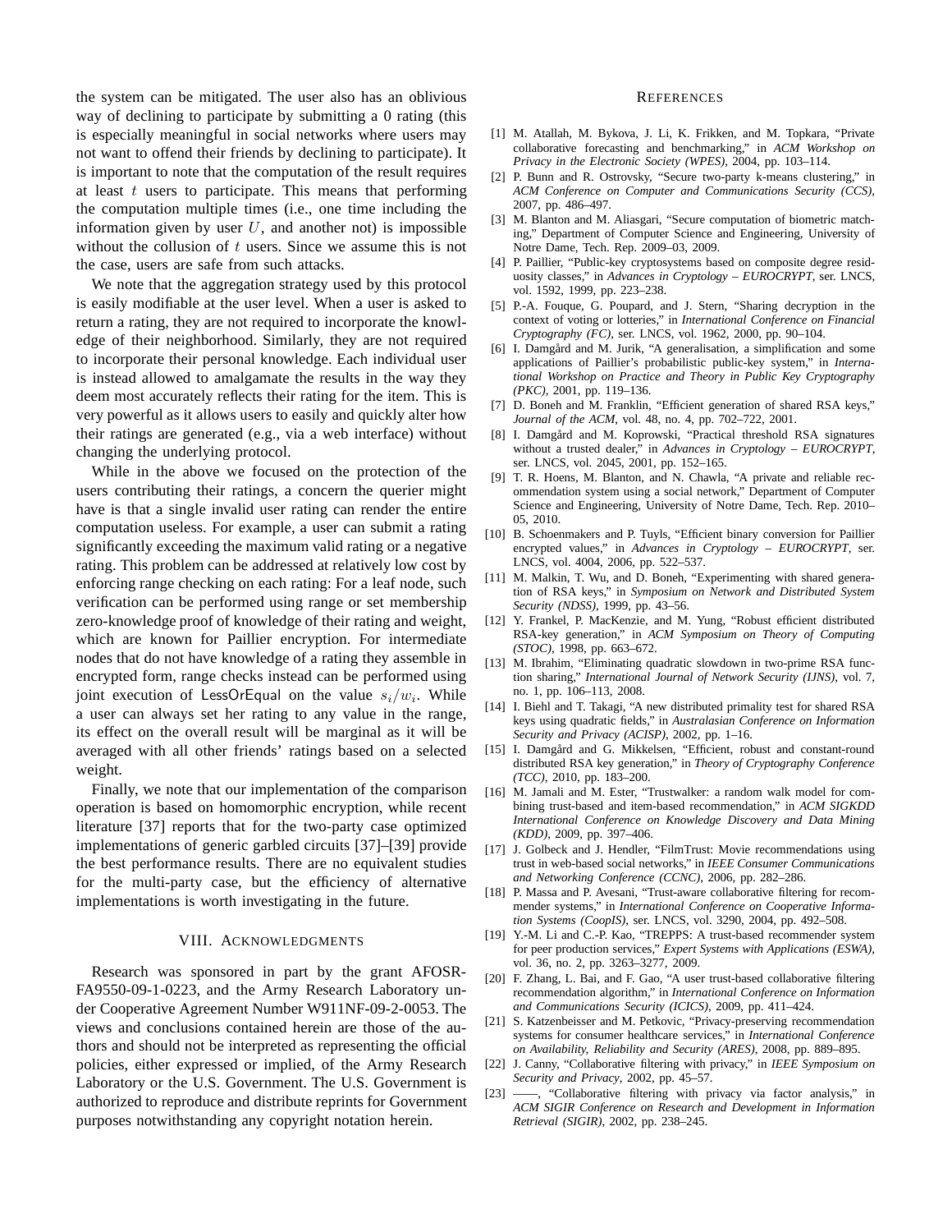the system can be mitigated. The user also has an oblivious way of declining to participate by submitting a 0 rating (this is especially meaningful in social networks where users may not want to offend their friends by declining to participate). It is important to note that the computation of the result requires at least $t$ users to participate. This means that performing the computation multiple times (i.e., one time including the information given by user $U$, and another not) is impossible without the collusion of $t$ users. Since we assume this is not the case, users are safe from such attacks.

We note that the aggregation strategy used by this protocol is easily modifiable at the user level. When a user is asked to return a rating, they are not required to incorporate the knowledge of their neighborhood. Similarly, they are not required to incorporate their personal knowledge. Each individual user is instead allowed to amalgamate the results in the way they deem most accurately reflects their rating for the item. This is very powerful as it allows users to easily and quickly alter how their ratings are generated (e.g., via a web interface) without changing the underlying protocol.

While in the above we focused on the protection of the users contributing their ratings, a concern the querier might have is that a single invalid user rating can render the entire computation useless. For example, a user can submit a rating significantly exceeding the maximum valid rating or a negative rating. This problem can be addressed at relatively low cost by enforcing range checking on each rating: For a leaf node, such verification can be performed using range or set membership zero-knowledge proof of knowledge of their rating and weight, which are known for Paillier encryption. For intermediate nodes that do not have knowledge of a rating they assemble in encrypted form, range checks instead can be performed using joint execution of LessOrEqual on the value $s_i/w_i$. While a user can always set her rating to any value in the range, its effect on the overall result will be marginal as it will be averaged with all other friends' ratings based on a selected weight.

Finally, we note that our implementation of the comparison operation is based on homomorphic encryption, while recent literature [37] reports that for the two-party case optimized implementations of generic garbled circuits [37]–[39] provide the best performance results. There are no equivalent studies for the multi-party case, but the efficiency of alternative implementations is worth investigating in the future.

## VIII. Acknowledgments

Research was sponsored in part by the grant AFOSR-FA9550-09-1-0223, and the Army Research Laboratory under Cooperative Agreement Number W911NF-09-2-0053. The views and conclusions contained herein are those of the authors and should not be interpreted as representing the official policies, either expressed or implied, of the Army Research Laboratory or the U.S. Government. The U.S. Government is authorized to reproduce and distribute reprints for Government purposes notwithstanding any copyright notation herein.

## References

[1] M. Atallah, M. Bykova, J. Li, K. Frikken, and M. Topkara, "Private collaborative forecasting and benchmarking," in *ACM Workshop on Privacy in the Electronic Society (WPES)*, 2004, pp. 103–114.

[2] P. Bunn and R. Ostrovsky, "Secure two-party k-means clustering," in *ACM Conference on Computer and Communications Security (CCS)*, 2007, pp. 486–497.

[3] M. Blanton and M. Aliasgari, "Secure computation of biometric matching," Department of Computer Science and Engineering, University of Notre Dame, Tech. Rep. 2009–03, 2009.

[4] P. Paillier, "Public-key cryptosystems based on composite degree residuosity classes," in *Advances in Cryptology – EUROCRYPT*, ser. LNCS, vol. 1592, 1999, pp. 223–238.

[5] P.-A. Fouque, G. Poupard, and J. Stern, "Sharing decryption in the context of voting or lotteries," in *International Conference on Financial Cryptography (FC)*, ser. LNCS, vol. 1962, 2000, pp. 90–104.

[6] I. Damgård and M. Jurik, "A generalisation, a simplification and some applications of Paillier's probabilistic public-key system," in *International Workshop on Practice and Theory in Public Key Cryptography (PKC)*, 2001, pp. 119–136.

[7] D. Boneh and M. Franklin, "Efficient generation of shared RSA keys," *Journal of the ACM*, vol. 48, no. 4, pp. 702–722, 2001.

[8] I. Damgård and M. Koprowski, "Practical threshold RSA signatures without a trusted dealer," in *Advances in Cryptology – EUROCRYPT*, ser. LNCS, vol. 2045, 2001, pp. 152–165.

[9] T. R. Hoens, M. Blanton, and N. Chawla, "A private and reliable recommendation system using a social network," Department of Computer Science and Engineering, University of Notre Dame, Tech. Rep. 2010–05, 2010.

[10] B. Schoenmakers and P. Tuyls, "Efficient binary conversion for Paillier encrypted values," in *Advances in Cryptology – EUROCRYPT*, ser. LNCS, vol. 4004, 2006, pp. 522–537.

[11] M. Malkin, T. Wu, and D. Boneh, "Experimenting with shared generation of RSA keys," in *Symposium on Network and Distributed System Security (NDSS)*, 1999, pp. 43–56.

[12] Y. Frankel, P. MacKenzie, and M. Yung, "Robust efficient distributed RSA-key generation," in *ACM Symposium on Theory of Computing (STOC)*, 1998, pp. 663–672.

[13] M. Ibrahim, "Eliminating quadratic slowdown in two-prime RSA function sharing," *International Journal of Network Security (IJNS)*, vol. 7, no. 1, pp. 106–113, 2008.

[14] I. Biehl and T. Takagi, "A new distributed primality test for shared RSA keys using quadratic fields," in *Australasian Conference on Information Security and Privacy (ACISP)*, 2002, pp. 1–16.

[15] I. Damgård and G. Mikkelsen, "Efficient, robust and constant-round distributed RSA key generation," in *Theory of Cryptography Conference (TCC)*, 2010, pp. 183–200.

[16] M. Jamali and M. Ester, "Trustwalker: a random walk model for combining trust-based and item-based recommendation," in *ACM SIGKDD International Conference on Knowledge Discovery and Data Mining (KDD)*, 2009, pp. 397–406.

[17] J. Golbeck and J. Hendler, "FilmTrust: Movie recommendations using trust in web-based social networks," in *IEEE Consumer Communications and Networking Conference (CCNC)*, 2006, pp. 282–286.

[18] P. Massa and P. Avesani, "Trust-aware collaborative filtering for recommender systems," in *International Conference on Cooperative Information Systems (CoopIS)*, ser. LNCS, vol. 3290, 2004, pp. 492–508.

[19] Y.-M. Li and C.-P. Kao, "TREPPS: A trust-based recommender system for peer production services," *Expert Systems with Applications (ESWA)*, vol. 36, no. 2, pp. 3263–3277, 2009.

[20] F. Zhang, L. Bai, and F. Gao, "A user trust-based collaborative filtering recommendation algorithm," in *International Conference on Information and Communications Security (ICICS)*, 2009, pp. 411–424.

[21] S. Katzenbeisser and M. Petkovic, "Privacy-preserving recommendation systems for consumer healthcare services," in *International Conference on Availability, Reliability and Security (ARES)*, 2008, pp. 889–895.

[22] J. Canny, "Collaborative filtering with privacy," in *IEEE Symposium on Security and Privacy*, 2002, pp. 45–57.

[23] ——, "Collaborative filtering with privacy via factor analysis," in *ACM SIGIR Conference on Research and Development in Information Retrieval (SIGIR)*, 2002, pp. 238–245.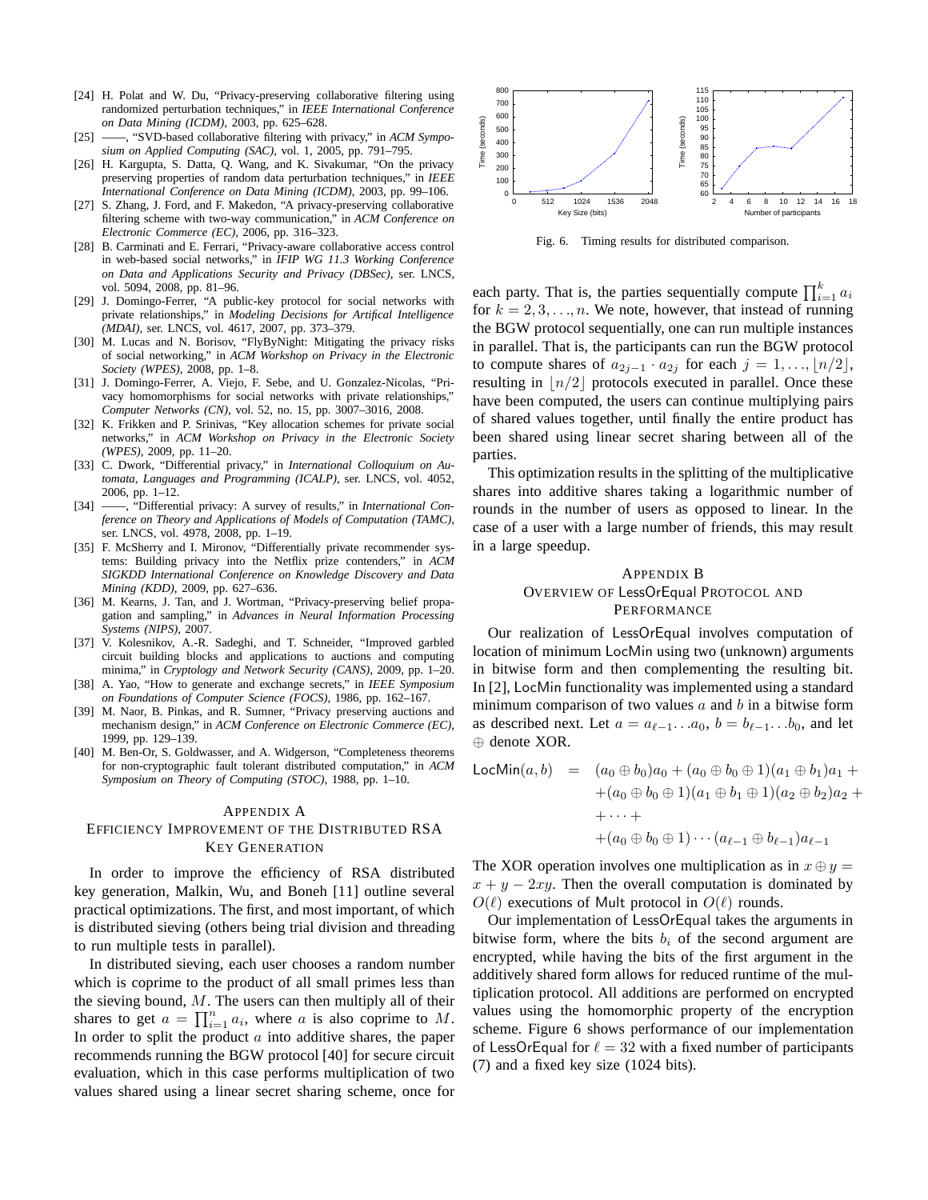[24] H. Polat and W. Du, "Privacy-preserving collaborative filtering using randomized perturbation techniques," in *IEEE International Conference on Data Mining (ICDM)*, 2003, pp. 625–628.

[25] ——, "SVD-based collaborative filtering with privacy," in *ACM Symposium on Applied Computing (SAC)*, vol. 1, 2005, pp. 791–795.

[26] H. Kargupta, S. Datta, Q. Wang, and K. Sivakumar, "On the privacy preserving properties of random data perturbation techniques," in *IEEE International Conference on Data Mining (ICDM)*, 2003, pp. 99–106.

[27] S. Zhang, J. Ford, and F. Makedon, "A privacy-preserving collaborative filtering scheme with two-way communication," in *ACM Conference on Electronic Commerce (EC)*, 2006, pp. 316–323.

[28] B. Carminati and E. Ferrari, "Privacy-aware collaborative access control in web-based social networks," in *IFIP WG 11.3 Working Conference on Data and Applications Security and Privacy (DBSec)*, ser. LNCS, vol. 5094, 2008, pp. 81–96.

[29] J. Domingo-Ferrer, "A public-key protocol for social networks with private relationships," in *Modeling Decisions for Artifical Intelligence (MDAI)*, ser. LNCS, vol. 4617, 2007, pp. 373–379.

[30] M. Lucas and N. Borisov, "FlyByNight: Mitigating the privacy risks of social networking," in *ACM Workshop on Privacy in the Electronic Society (WPES)*, 2008, pp. 1–8.

[31] J. Domingo-Ferrer, A. Viejo, F. Sebe, and U. Gonzalez-Nicolas, "Privacy homomorphisms for social networks with private relationships," *Computer Networks (CN)*, vol. 52, no. 15, pp. 3007–3016, 2008.

[32] K. Frikken and P. Srinivas, "Key allocation schemes for private social networks," in *ACM Workshop on Privacy in the Electronic Society (WPES)*, 2009, pp. 11–20.

[33] C. Dwork, "Differential privacy," in *International Colloquium on Automata, Languages and Programming (ICALP)*, ser. LNCS, vol. 4052, 2006, pp. 1–12.

[34] ——, "Differential privacy: A survey of results," in *International Conference on Theory and Applications of Models of Computation (TAMC)*, ser. LNCS, vol. 4978, 2008, pp. 1–19.

[35] F. McSherry and I. Mironov, "Differentially private recommender systems: Building privacy into the Netflix prize contenders," in *ACM SIGKDD International Conference on Knowledge Discovery and Data Mining (KDD)*, 2009, pp. 627–636.

[36] M. Kearns, J. Tan, and J. Wortman, "Privacy-preserving belief propagation and sampling," in *Advances in Neural Information Processing Systems (NIPS)*, 2007.

[37] V. Kolesnikov, A.-R. Sadeghi, and T. Schneider, "Improved garbled circuit building blocks and applications to auctions and computing minima," in *Cryptology and Network Security (CANS)*, 2009, pp. 1–20.

[38] A. Yao, "How to generate and exchange secrets," in *IEEE Symposium on Foundations of Computer Science (FOCS)*, 1986, pp. 162–167.

[39] M. Naor, B. Pinkas, and R. Sumner, "Privacy preserving auctions and mechanism design," in *ACM Conference on Electronic Commerce (EC)*, 1999, pp. 129–139.

[40] M. Ben-Or, S. Goldwasser, and A. Widgerson, "Completeness theorems for non-cryptographic fault tolerant distributed computation," in *ACM Symposium on Theory of Computing (STOC)*, 1988, pp. 1–10.

## APPENDIX A
## EFFICIENCY IMPROVEMENT OF THE DISTRIBUTED RSA KEY GENERATION

In order to improve the efficiency of RSA distributed key generation, Malkin, Wu, and Boneh [11] outline several practical optimizations. The first, and most important, of which is distributed sieving (others being trial division and threading to run multiple tests in parallel).

In distributed sieving, each user chooses a random number which is coprime to the product of all small primes less than the sieving bound, $M$. The users can then multiply all of their shares to get $a = \prod_{i=1}^{n} a_i$, where $a$ is also coprime to $M$. In order to split the product $a$ into additive shares, the paper recommends running the BGW protocol [40] for secure circuit evaluation, which in this case performs multiplication of two values shared using a linear secret sharing scheme, once for each party. That is, the parties sequentially compute $\prod_{i=1}^{k} a_i$ for $k = 2, 3, \ldots, n$. We note, however, that instead of running the BGW protocol sequentially, one can run multiple instances in parallel. That is, the participants can run the BGW protocol to compute shares of $a_{2j-1} \cdot a_{2j}$ for each $j = 1, \ldots, \lfloor n/2 \rfloor$, resulting in $\lfloor n/2 \rfloor$ protocols executed in parallel. Once these have been computed, the users can continue multiplying pairs of shared values together, until finally the entire product has been shared using linear secret sharing between all of the parties.

This optimization results in the splitting of the multiplicative shares into additive shares taking a logarithmic number of rounds in the number of users as opposed to linear. In the case of a user with a large number of friends, this may result in a large speedup.

Time (seconds)
800
700
600
500
400
300
200
100
0
0 512 1024 1536 2048
Key Size (bits)

Time (seconds)
115
110
105
100
95
90
85
80
75
70
65
60
2 4 6 8 10 12 14 16 18
Number of participants

Fig. 6. Timing results for distributed comparison.

## APPENDIX B
## OVERVIEW OF LessOrEqual PROTOCOL AND PERFORMANCE

Our realization of LessOrEqual involves computation of location of minimum LocMin using two (unknown) arguments in bitwise form and then complementing the resulting bit. In [2], LocMin functionality was implemented using a standard minimum comparison of two values $a$ and $b$ in a bitwise form as described next. Let $a = a_{\ell-1} \ldots a_0$, $b = b_{\ell-1} \ldots b_0$, and let $\oplus$ denote XOR.

$$
\begin{aligned}
\mathsf{LocMin}(a, b) \quad = \quad & (a_0 \oplus b_0)a_0 + (a_0 \oplus b_0 \oplus 1)(a_1 \oplus b_1)a_1 + \\
& + (a_0 \oplus b_0 \oplus 1)(a_1 \oplus b_1 \oplus 1)(a_2 \oplus b_2)a_2 + \\
& + \cdots + \\
& + (a_0 \oplus b_0 \oplus 1) \cdots (a_{\ell-1} \oplus b_{\ell-1})a_{\ell-1}
\end{aligned}
$$

The XOR operation involves one multiplication as in $x \oplus y = x + y - 2xy$. Then the overall computation is dominated by $O(\ell)$ executions of Mult protocol in $O(\ell)$ rounds.

Our implementation of LessOrEqual takes the arguments in bitwise form, where the bits $b_i$ of the second argument are encrypted, while having the bits of the first argument in the additively shared form allows for reduced runtime of the multiplication protocol. All additions are performed on encrypted values using the homomorphic property of the encryption scheme. Figure 6 shows performance of our implementation of LessOrEqual for $\ell = 32$ with a fixed number of participants (7) and a fixed key size (1024 bits).